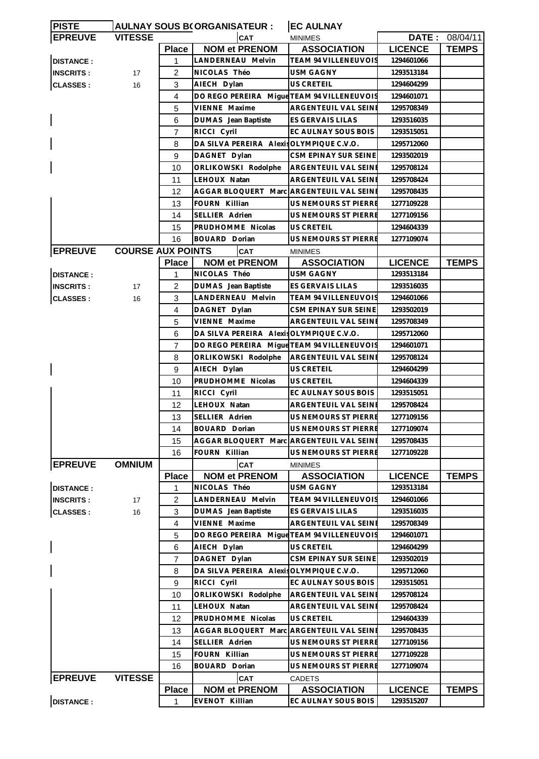| PISTE | AULNAY SOUS BOIS | ORGANISATEUR : | | EC AULNAY | | |
|---|---|---|---|---|---|---|
| EPREUVE | VITESSE | | CAT | MINIMES | DATE : | 08/04/11 |
| | | Place | NOM et PRENOM | ASSOCIATION | LICENCE | TEMPS |
| DISTANCE : | | 1 | LANDERNEAU Melvin | TEAM 94 VILLENEUVOIS | 1294601066 | |
| INSCRITS : | 17 | 2 | NICOLAS Théo | USM GAGNY | 1293513184 | |
| CLASSES : | 16 | 3 | AIECH Dylan | US CRETEIL | 1294604299 | |
| | | 4 | DO REGO PEREIRA Miguel | TEAM 94 VILLENEUVOIS | 1294601071 | |
| | | 5 | VIENNE Maxime | ARGENTEUIL VAL SEINE | 1295708349 | |
| | | 6 | DUMAS Jean Baptiste | ES GERVAIS LILAS | 1293516035 | |
| | | 7 | RICCI Cyril | EC AULNAY SOUS BOIS | 1293515051 | |
| | | 8 | DA SILVA PEREIRA Alexis | OLYMPIQUE C.V.O. | 1295712060 | |
| | | 9 | DAGNET Dylan | CSM EPINAY SUR SEINE | 1293502019 | |
| | | 10 | ORLIKOWSKI Rodolphe | ARGENTEUIL VAL SEINE | 1295708124 | |
| | | 11 | LEHOUX Natan | ARGENTEUIL VAL SEINE | 1295708424 | |
| | | 12 | AGGAR BLOQUERT Marc | ARGENTEUIL VAL SEINE | 1295708435 | |
| | | 13 | FOURN Killian | US NEMOURS ST PIERRE | 1277109228 | |
| | | 14 | SELLIER Adrien | US NEMOURS ST PIERRE | 1277109156 | |
| | | 15 | PRUDHOMME Nicolas | US CRETEIL | 1294604339 | |
| | | 16 | BOUARD Dorian | US NEMOURS ST PIERRE | 1277109074 | |
| EPREUVE | COURSE AUX POINTS | | CAT | MINIMES | | |
| | | Place | NOM et PRENOM | ASSOCIATION | LICENCE | TEMPS |
| DISTANCE : | | 1 | NICOLAS Théo | USM GAGNY | 1293513184 | |
| INSCRITS : | 17 | 2 | DUMAS Jean Baptiste | ES GERVAIS LILAS | 1293516035 | |
| CLASSES : | 16 | 3 | LANDERNEAU Melvin | TEAM 94 VILLENEUVOIS | 1294601066 | |
| | | 4 | DAGNET Dylan | CSM EPINAY SUR SEINE | 1293502019 | |
| | | 5 | VIENNE Maxime | ARGENTEUIL VAL SEINE | 1295708349 | |
| | | 6 | DA SILVA PEREIRA Alexis | OLYMPIQUE C.V.O. | 1295712060 | |
| | | 7 | DO REGO PEREIRA Miguel | TEAM 94 VILLENEUVOIS | 1294601071 | |
| | | 8 | ORLIKOWSKI Rodolphe | ARGENTEUIL VAL SEINE | 1295708124 | |
| | | 9 | AIECH Dylan | US CRETEIL | 1294604299 | |
| | | 10 | PRUDHOMME Nicolas | US CRETEIL | 1294604339 | |
| | | 11 | RICCI Cyril | EC AULNAY SOUS BOIS | 1293515051 | |
| | | 12 | LEHOUX Natan | ARGENTEUIL VAL SEINE | 1295708424 | |
| | | 13 | SELLIER Adrien | US NEMOURS ST PIERRE | 1277109156 | |
| | | 14 | BOUARD Dorian | US NEMOURS ST PIERRE | 1277109074 | |
| | | 15 | AGGAR BLOQUERT Marc | ARGENTEUIL VAL SEINE | 1295708435 | |
| | | 16 | FOURN Killian | US NEMOURS ST PIERRE | 1277109228 | |
| EPREUVE | OMNIUM | | CAT | MINIMES | | |
| | | Place | NOM et PRENOM | ASSOCIATION | LICENCE | TEMPS |
| DISTANCE : | | 1 | NICOLAS Théo | USM GAGNY | 1293513184 | |
| INSCRITS : | 17 | 2 | LANDERNEAU Melvin | TEAM 94 VILLENEUVOIS | 1294601066 | |
| CLASSES : | 16 | 3 | DUMAS Jean Baptiste | ES GERVAIS LILAS | 1293516035 | |
| | | 4 | VIENNE Maxime | ARGENTEUIL VAL SEINE | 1295708349 | |
| | | 5 | DO REGO PEREIRA Miguel | TEAM 94 VILLENEUVOIS | 1294601071 | |
| | | 6 | AIECH Dylan | US CRETEIL | 1294604299 | |
| | | 7 | DAGNET Dylan | CSM EPINAY SUR SEINE | 1293502019 | |
| | | 8 | DA SILVA PEREIRA Alexis | OLYMPIQUE C.V.O. | 1295712060 | |
| | | 9 | RICCI Cyril | EC AULNAY SOUS BOIS | 1293515051 | |
| | | 10 | ORLIKOWSKI Rodolphe | ARGENTEUIL VAL SEINE | 1295708124 | |
| | | 11 | LEHOUX Natan | ARGENTEUIL VAL SEINE | 1295708424 | |
| | | 12 | PRUDHOMME Nicolas | US CRETEIL | 1294604339 | |
| | | 13 | AGGAR BLOQUERT Marc | ARGENTEUIL VAL SEINE | 1295708435 | |
| | | 14 | SELLIER Adrien | US NEMOURS ST PIERRE | 1277109156 | |
| | | 15 | FOURN Killian | US NEMOURS ST PIERRE | 1277109228 | |
| | | 16 | BOUARD Dorian | US NEMOURS ST PIERRE | 1277109074 | |
| EPREUVE | VITESSE | | CAT | CADETS | | |
| | | Place | NOM et PRENOM | ASSOCIATION | LICENCE | TEMPS |
| DISTANCE : | | 1 | EVENOT Killian | EC AULNAY SOUS BOIS | 1293515207 | |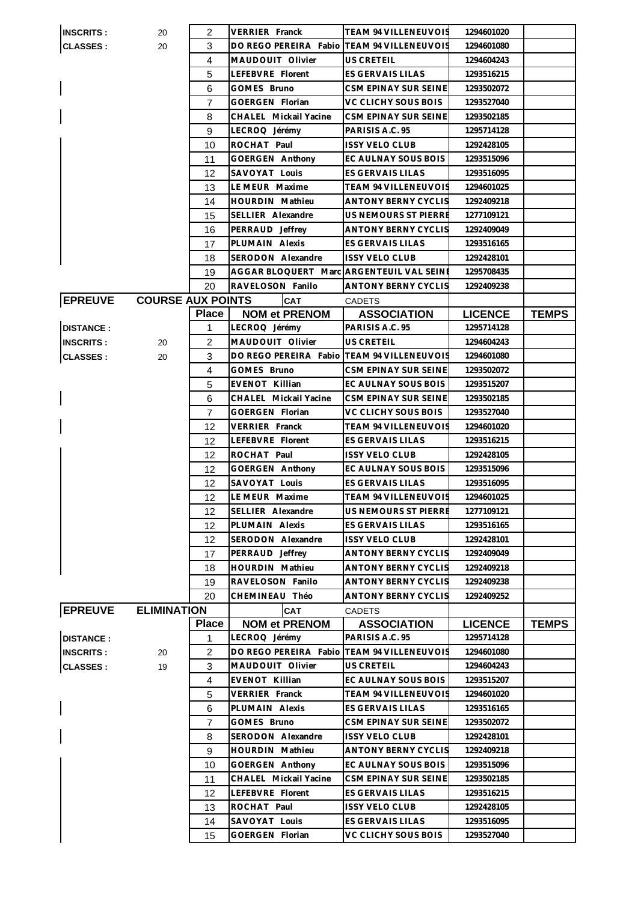| | | | | | | |
|---|---|---|---|---|---|---|
| INSCRITS : | 20 | 2 | VERRIER Franck | TEAM 94 VILLENEUVOIS | 1294601020 | |
| CLASSES : | 20 | 3 | DO REGO PEREIRA Fabio | TEAM 94 VILLENEUVOIS | 1294601080 | |
| | | 4 | MAUDOUIT Olivier | US CRETEIL | 1294604243 | |
| | | 5 | LEFEBVRE Florent | ES GERVAIS LILAS | 1293516215 | |
| | | 6 | GOMES Bruno | CSM EPINAY SUR SEINE | 1293502072 | |
| | | 7 | GOERGEN Florian | VC CLICHY SOUS BOIS | 1293527040 | |
| | | 8 | CHALEL Mickail Yacine | CSM EPINAY SUR SEINE | 1293502185 | |
| | | 9 | LECROQ Jérémy | PARISIS A.C. 95 | 1295714128 | |
| | | 10 | ROCHAT Paul | ISSY VELO CLUB | 1292428105 | |
| | | 11 | GOERGEN Anthony | EC AULNAY SOUS BOIS | 1293515096 | |
| | | 12 | SAVOYAT Louis | ES GERVAIS LILAS | 1293516095 | |
| | | 13 | LE MEUR Maxime | TEAM 94 VILLENEUVOIS | 1294601025 | |
| | | 14 | HOURDIN Mathieu | ANTONY BERNY CYCLIS | 1292409218 | |
| | | 15 | SELLIER Alexandre | US NEMOURS ST PIERRE | 1277109121 | |
| | | 16 | PERRAUD Jeffrey | ANTONY BERNY CYCLIS | 1292409049 | |
| | | 17 | PLUMAIN Alexis | ES GERVAIS LILAS | 1293516165 | |
| | | 18 | SERODON Alexandre | ISSY VELO CLUB | 1292428101 | |
| | | 19 | AGGAR BLOQUERT Marc | ARGENTEUIL VAL SEINE | 1295708435 | |
| | | 20 | RAVELOSON Fanilo | ANTONY BERNY CYCLIS | 1292409238 | |

| EPREUVE | COURSE AUX POINTS | | CAT | CADETS | | |
|---|---|---|---|---|---|---|
| | | Place | NOM et PRENOM | ASSOCIATION | LICENCE | TEMPS |
| DISTANCE : | | 1 | LECROQ Jérémy | PARISIS A.C. 95 | 1295714128 | |
| INSCRITS : | 20 | 2 | MAUDOUIT Olivier | US CRETEIL | 1294604243 | |
| CLASSES : | 20 | 3 | DO REGO PEREIRA Fabio | TEAM 94 VILLENEUVOIS | 1294601080 | |
| | | 4 | GOMES Bruno | CSM EPINAY SUR SEINE | 1293502072 | |
| | | 5 | EVENOT Killian | EC AULNAY SOUS BOIS | 1293515207 | |
| | | 6 | CHALEL Mickail Yacine | CSM EPINAY SUR SEINE | 1293502185 | |
| | | 7 | GOERGEN Florian | VC CLICHY SOUS BOIS | 1293527040 | |
| | | 12 | VERRIER Franck | TEAM 94 VILLENEUVOIS | 1294601020 | |
| | | 12 | LEFEBVRE Florent | ES GERVAIS LILAS | 1293516215 | |
| | | 12 | ROCHAT Paul | ISSY VELO CLUB | 1292428105 | |
| | | 12 | GOERGEN Anthony | EC AULNAY SOUS BOIS | 1293515096 | |
| | | 12 | SAVOYAT Louis | ES GERVAIS LILAS | 1293516095 | |
| | | 12 | LE MEUR Maxime | TEAM 94 VILLENEUVOIS | 1294601025 | |
| | | 12 | SELLIER Alexandre | US NEMOURS ST PIERRE | 1277109121 | |
| | | 12 | PLUMAIN Alexis | ES GERVAIS LILAS | 1293516165 | |
| | | 12 | SERODON Alexandre | ISSY VELO CLUB | 1292428101 | |
| | | 17 | PERRAUD Jeffrey | ANTONY BERNY CYCLIS | 1292409049 | |
| | | 18 | HOURDIN Mathieu | ANTONY BERNY CYCLIS | 1292409218 | |
| | | 19 | RAVELOSON Fanilo | ANTONY BERNY CYCLIS | 1292409238 | |
| | | 20 | CHEMINEAU Théo | ANTONY BERNY CYCLIS | 1292409252 | |

| EPREUVE | ELIMINATION | | CAT | CADETS | | |
|---|---|---|---|---|---|---|
| | | Place | NOM et PRENOM | ASSOCIATION | LICENCE | TEMPS |
| DISTANCE : | | 1 | LECROQ Jérémy | PARISIS A.C. 95 | 1295714128 | |
| INSCRITS : | 20 | 2 | DO REGO PEREIRA Fabio | TEAM 94 VILLENEUVOIS | 1294601080 | |
| CLASSES : | 19 | 3 | MAUDOUIT Olivier | US CRETEIL | 1294604243 | |
| | | 4 | EVENOT Killian | EC AULNAY SOUS BOIS | 1293515207 | |
| | | 5 | VERRIER Franck | TEAM 94 VILLENEUVOIS | 1294601020 | |
| | | 6 | PLUMAIN Alexis | ES GERVAIS LILAS | 1293516165 | |
| | | 7 | GOMES Bruno | CSM EPINAY SUR SEINE | 1293502072 | |
| | | 8 | SERODON Alexandre | ISSY VELO CLUB | 1292428101 | |
| | | 9 | HOURDIN Mathieu | ANTONY BERNY CYCLIS | 1292409218 | |
| | | 10 | GOERGEN Anthony | EC AULNAY SOUS BOIS | 1293515096 | |
| | | 11 | CHALEL Mickail Yacine | CSM EPINAY SUR SEINE | 1293502185 | |
| | | 12 | LEFEBVRE Florent | ES GERVAIS LILAS | 1293516215 | |
| | | 13 | ROCHAT Paul | ISSY VELO CLUB | 1292428105 | |
| | | 14 | SAVOYAT Louis | ES GERVAIS LILAS | 1293516095 | |
| | | 15 | GOERGEN Florian | VC CLICHY SOUS BOIS | 1293527040 | |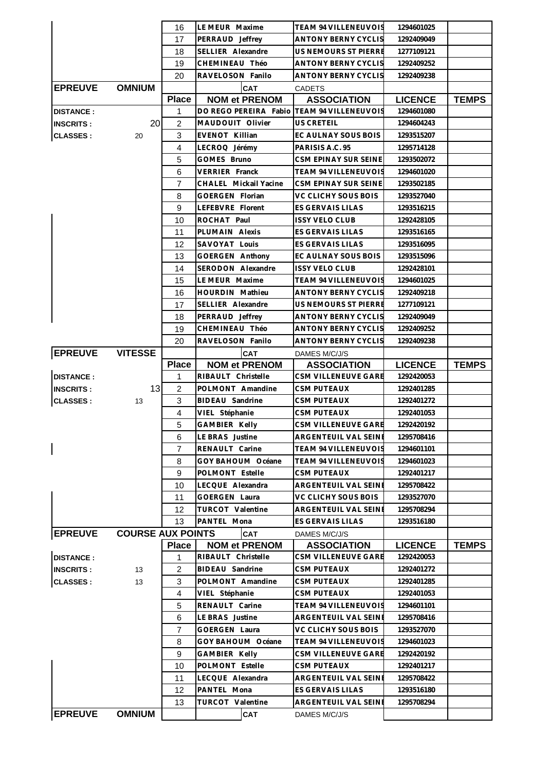| | | Place | NOM et PRENOM | ASSOCIATION | LICENCE | TEMPS |
|---|---|---|---|---|---|---|
| | | 16 | LE MEUR Maxime | TEAM 94 VILLENEUVOIS | 1294601025 | |
| | | 17 | PERRAUD Jeffrey | ANTONY BERNY CYCLIS | 1292409049 | |
| | | 18 | SELLIER Alexandre | US NEMOURS ST PIERRE | 1277109121 | |
| | | 19 | CHEMINEAU Théo | ANTONY BERNY CYCLIS | 1292409252 | |
| | | 20 | RAVELOSON Fanilo | ANTONY BERNY CYCLIS | 1292409238 | |

| EPREUVE | OMNIUM | | CAT | CADETS | | |
|---|---|---|---|---|---|---|
| | | Place | NOM et PRENOM | ASSOCIATION | LICENCE | TEMPS |
| DISTANCE : | | 1 | DO REGO PEREIRA Fabio | TEAM 94 VILLENEUVOIS | 1294601080 | |
| INSCRITS : | 20 | 2 | MAUDOUIT Olivier | US CRETEIL | 1294604243 | |
| CLASSES : | 20 | 3 | EVENOT Killian | EC AULNAY SOUS BOIS | 1293515207 | |
| | | 4 | LECROQ Jérémy | PARISIS A.C. 95 | 1295714128 | |
| | | 5 | GOMES Bruno | CSM EPINAY SUR SEINE | 1293502072 | |
| | | 6 | VERRIER Franck | TEAM 94 VILLENEUVOIS | 1294601020 | |
| | | 7 | CHALEL Mickail Yacine | CSM EPINAY SUR SEINE | 1293502185 | |
| | | 8 | GOERGEN Florian | VC CLICHY SOUS BOIS | 1293527040 | |
| | | 9 | LEFEBVRE Florent | ES GERVAIS LILAS | 1293516215 | |
| | | 10 | ROCHAT Paul | ISSY VELO CLUB | 1292428105 | |
| | | 11 | PLUMAIN Alexis | ES GERVAIS LILAS | 1293516165 | |
| | | 12 | SAVOYAT Louis | ES GERVAIS LILAS | 1293516095 | |
| | | 13 | GOERGEN Anthony | EC AULNAY SOUS BOIS | 1293515096 | |
| | | 14 | SERODON Alexandre | ISSY VELO CLUB | 1292428101 | |
| | | 15 | LE MEUR Maxime | TEAM 94 VILLENEUVOIS | 1294601025 | |
| | | 16 | HOURDIN Mathieu | ANTONY BERNY CYCLIS | 1292409218 | |
| | | 17 | SELLIER Alexandre | US NEMOURS ST PIERRE | 1277109121 | |
| | | 18 | PERRAUD Jeffrey | ANTONY BERNY CYCLIS | 1292409049 | |
| | | 19 | CHEMINEAU Théo | ANTONY BERNY CYCLIS | 1292409252 | |
| | | 20 | RAVELOSON Fanilo | ANTONY BERNY CYCLIS | 1292409238 | |

| EPREUVE | VITESSE | | CAT | DAMES M/C/J/S | | |
|---|---|---|---|---|---|---|
| | | Place | NOM et PRENOM | ASSOCIATION | LICENCE | TEMPS |
| DISTANCE : | | 1 | RIBAULT Christelle | CSM VILLENEUVE GARE | 1292420053 | |
| INSCRITS : | 13 | 2 | POLMONT Amandine | CSM PUTEAUX | 1292401285 | |
| CLASSES : | 13 | 3 | BIDEAU Sandrine | CSM PUTEAUX | 1292401272 | |
| | | 4 | VIEL Stéphanie | CSM PUTEAUX | 1292401053 | |
| | | 5 | GAMBIER Kelly | CSM VILLENEUVE GARE | 1292420192 | |
| | | 6 | LE BRAS Justine | ARGENTEUIL VAL SEINE | 1295708416 | |
| | | 7 | RENAULT Carine | TEAM 94 VILLENEUVOIS | 1294601101 | |
| | | 8 | GOY BAHOUM Océane | TEAM 94 VILLENEUVOIS | 1294601023 | |
| | | 9 | POLMONT Estelle | CSM PUTEAUX | 1292401217 | |
| | | 10 | LECQUE Alexandra | ARGENTEUIL VAL SEINE | 1295708422 | |
| | | 11 | GOERGEN Laura | VC CLICHY SOUS BOIS | 1293527070 | |
| | | 12 | TURCOT Valentine | ARGENTEUIL VAL SEINE | 1295708294 | |
| | | 13 | PANTEL Mona | ES GERVAIS LILAS | 1293516180 | |

| EPREUVE | COURSE AUX POINTS | | CAT | DAMES M/C/J/S | | |
|---|---|---|---|---|---|---|
| | | Place | NOM et PRENOM | ASSOCIATION | LICENCE | TEMPS |
| DISTANCE : | | 1 | RIBAULT Christelle | CSM VILLENEUVE GARE | 1292420053 | |
| INSCRITS : | 13 | 2 | BIDEAU Sandrine | CSM PUTEAUX | 1292401272 | |
| CLASSES : | 13 | 3 | POLMONT Amandine | CSM PUTEAUX | 1292401285 | |
| | | 4 | VIEL Stéphanie | CSM PUTEAUX | 1292401053 | |
| | | 5 | RENAULT Carine | TEAM 94 VILLENEUVOIS | 1294601101 | |
| | | 6 | LE BRAS Justine | ARGENTEUIL VAL SEINE | 1295708416 | |
| | | 7 | GOERGEN Laura | VC CLICHY SOUS BOIS | 1293527070 | |
| | | 8 | GOY BAHOUM Océane | TEAM 94 VILLENEUVOIS | 1294601023 | |
| | | 9 | GAMBIER Kelly | CSM VILLENEUVE GARE | 1292420192 | |
| | | 10 | POLMONT Estelle | CSM PUTEAUX | 1292401217 | |
| | | 11 | LECQUE Alexandra | ARGENTEUIL VAL SEINE | 1295708422 | |
| | | 12 | PANTEL Mona | ES GERVAIS LILAS | 1293516180 | |
| | | 13 | TURCOT Valentine | ARGENTEUIL VAL SEINE | 1295708294 | |

| EPREUVE | OMNIUM | | CAT | DAMES M/C/J/S | | |
|---|---|---|---|---|---|---|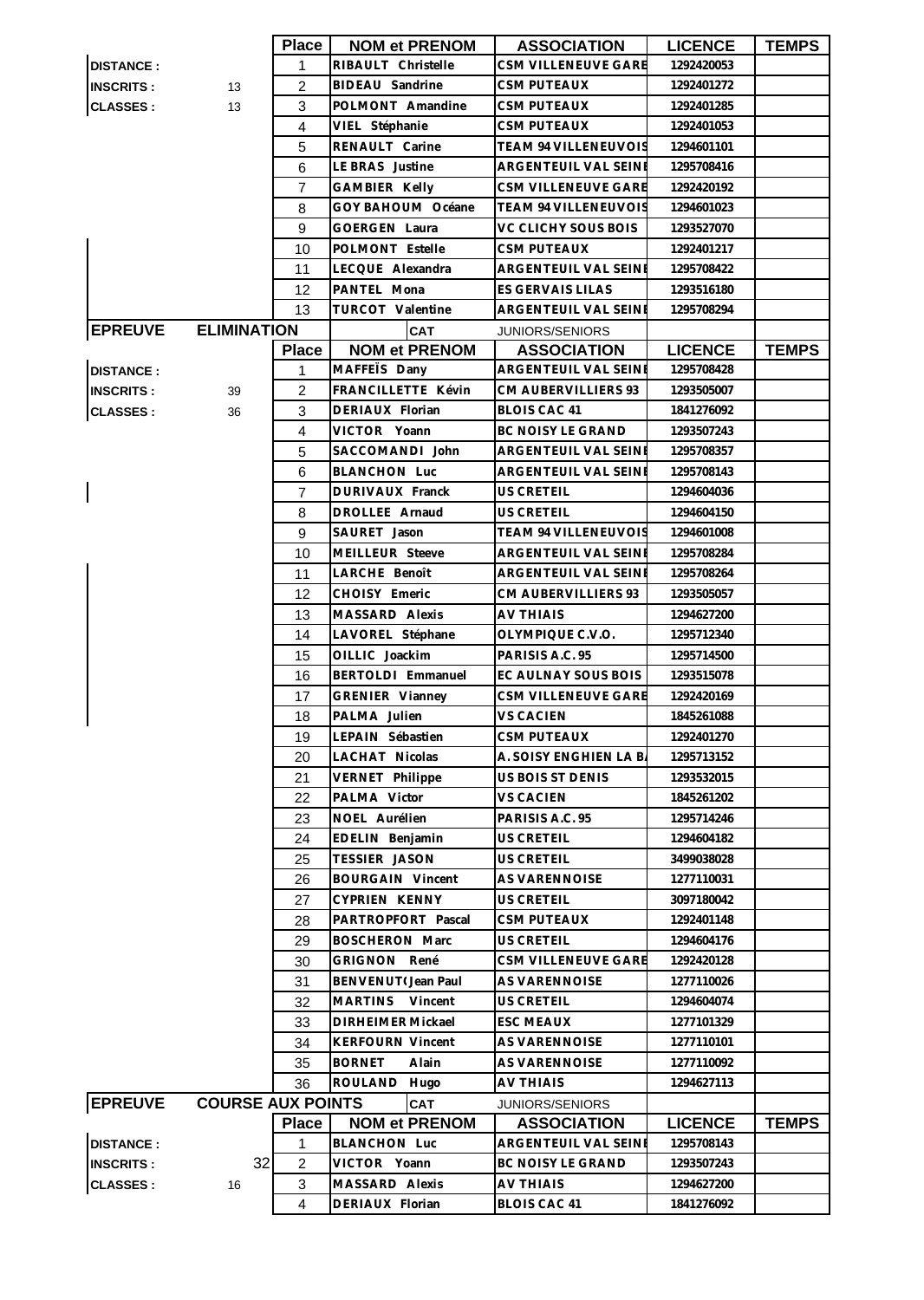| | | Place | NOM et PRENOM | ASSOCIATION | LICENCE | TEMPS |
|---|---|---|---|---|---|---|
| DISTANCE : | | 1 | RIBAULT Christelle | CSM VILLENEUVE GARE | 1292420053 | |
| INSCRITS : | 13 | 2 | BIDEAU Sandrine | CSM PUTEAUX | 1292401272 | |
| CLASSES : | 13 | 3 | POLMONT Amandine | CSM PUTEAUX | 1292401285 | |
| | | 4 | VIEL Stéphanie | CSM PUTEAUX | 1292401053 | |
| | | 5 | RENAULT Carine | TEAM 94 VILLENEUVOIS | 1294601101 | |
| | | 6 | LE BRAS Justine | ARGENTEUIL VAL SEINE | 1295708416 | |
| | | 7 | GAMBIER Kelly | CSM VILLENEUVE GARE | 1292420192 | |
| | | 8 | GOY BAHOUM Océane | TEAM 94 VILLENEUVOIS | 1294601023 | |
| | | 9 | GOERGEN Laura | VC CLICHY SOUS BOIS | 1293527070 | |
| | | 10 | POLMONT Estelle | CSM PUTEAUX | 1292401217 | |
| | | 11 | LECQUE Alexandra | ARGENTEUIL VAL SEINE | 1295708422 | |
| | | 12 | PANTEL Mona | ES GERVAIS LILAS | 1293516180 | |
| | | 13 | TURCOT Valentine | ARGENTEUIL VAL SEINE | 1295708294 | |

| EPREUVE | ELIMINATION | | CAT | JUNIORS/SENIORS | | |
|---|---|---|---|---|---|---|
| | | Place | NOM et PRENOM | ASSOCIATION | LICENCE | TEMPS |
| DISTANCE : | | 1 | MAFFEÏS Dany | ARGENTEUIL VAL SEINE | 1295708428 | |
| INSCRITS : | 39 | 2 | FRANCILLETTE Kévin | CM AUBERVILLIERS 93 | 1293505007 | |
| CLASSES : | 36 | 3 | DERIAUX Florian | BLOIS CAC 41 | 1841276092 | |
| | | 4 | VICTOR Yoann | BC NOISY LE GRAND | 1293507243 | |
| | | 5 | SACCOMANDI John | ARGENTEUIL VAL SEINE | 1295708357 | |
| | | 6 | BLANCHON Luc | ARGENTEUIL VAL SEINE | 1295708143 | |
| | | 7 | DURIVAUX Franck | US CRETEIL | 1294604036 | |
| | | 8 | DROLLEE Arnaud | US CRETEIL | 1294604150 | |
| | | 9 | SAURET Jason | TEAM 94 VILLENEUVOIS | 1294601008 | |
| | | 10 | MEILLEUR Steeve | ARGENTEUIL VAL SEINE | 1295708284 | |
| | | 11 | LARCHE Benoît | ARGENTEUIL VAL SEINE | 1295708264 | |
| | | 12 | CHOISY Emeric | CM AUBERVILLIERS 93 | 1293505057 | |
| | | 13 | MASSARD Alexis | AV THIAIS | 1294627200 | |
| | | 14 | LAVOREL Stéphane | OLYMPIQUE C.V.O. | 1295712340 | |
| | | 15 | OILLIC Joackim | PARISIS A.C. 95 | 1295714500 | |
| | | 16 | BERTOLDI Emmanuel | EC AULNAY SOUS BOIS | 1293515078 | |
| | | 17 | GRENIER Vianney | CSM VILLENEUVE GARE | 1292420169 | |
| | | 18 | PALMA Julien | VS CACIEN | 1845261088 | |
| | | 19 | LEPAIN Sébastien | CSM PUTEAUX | 1292401270 | |
| | | 20 | LACHAT Nicolas | A. SOISY ENGHIEN LA BA | 1295713152 | |
| | | 21 | VERNET Philippe | US BOIS ST DENIS | 1293532015 | |
| | | 22 | PALMA Victor | VS CACIEN | 1845261202 | |
| | | 23 | NOEL Aurélien | PARISIS A.C. 95 | 1295714246 | |
| | | 24 | EDELIN Benjamin | US CRETEIL | 1294604182 | |
| | | 25 | TESSIER JASON | US CRETEIL | 3499038028 | |
| | | 26 | BOURGAIN Vincent | AS VARENNOISE | 1277110031 | |
| | | 27 | CYPRIEN KENNY | US CRETEIL | 3097180042 | |
| | | 28 | PARTROPFORT Pascal | CSM PUTEAUX | 1292401148 | |
| | | 29 | BOSCHERON Marc | US CRETEIL | 1294604176 | |
| | | 30 | GRIGNON René | CSM VILLENEUVE GARE | 1292420128 | |
| | | 31 | BENVENUT(Jean Paul | AS VARENNOISE | 1277110026 | |
| | | 32 | MARTINS Vincent | US CRETEIL | 1294604074 | |
| | | 33 | DIRHEIMER Mickael | ESC MEAUX | 1277101329 | |
| | | 34 | KERFOURN Vincent | AS VARENNOISE | 1277110101 | |
| | | 35 | BORNET Alain | AS VARENNOISE | 1277110092 | |
| | | 36 | ROULAND Hugo | AV THIAIS | 1294627113 | |

| EPREUVE | COURSE AUX POINTS | | CAT | JUNIORS/SENIORS | | |
|---|---|---|---|---|---|---|
| | | Place | NOM et PRENOM | ASSOCIATION | LICENCE | TEMPS |
| DISTANCE : | | 1 | BLANCHON Luc | ARGENTEUIL VAL SEINE | 1295708143 | |
| INSCRITS : | 32 | 2 | VICTOR Yoann | BC NOISY LE GRAND | 1293507243 | |
| CLASSES : | 16 | 3 | MASSARD Alexis | AV THIAIS | 1294627200 | |
| | | 4 | DERIAUX Florian | BLOIS CAC 41 | 1841276092 | |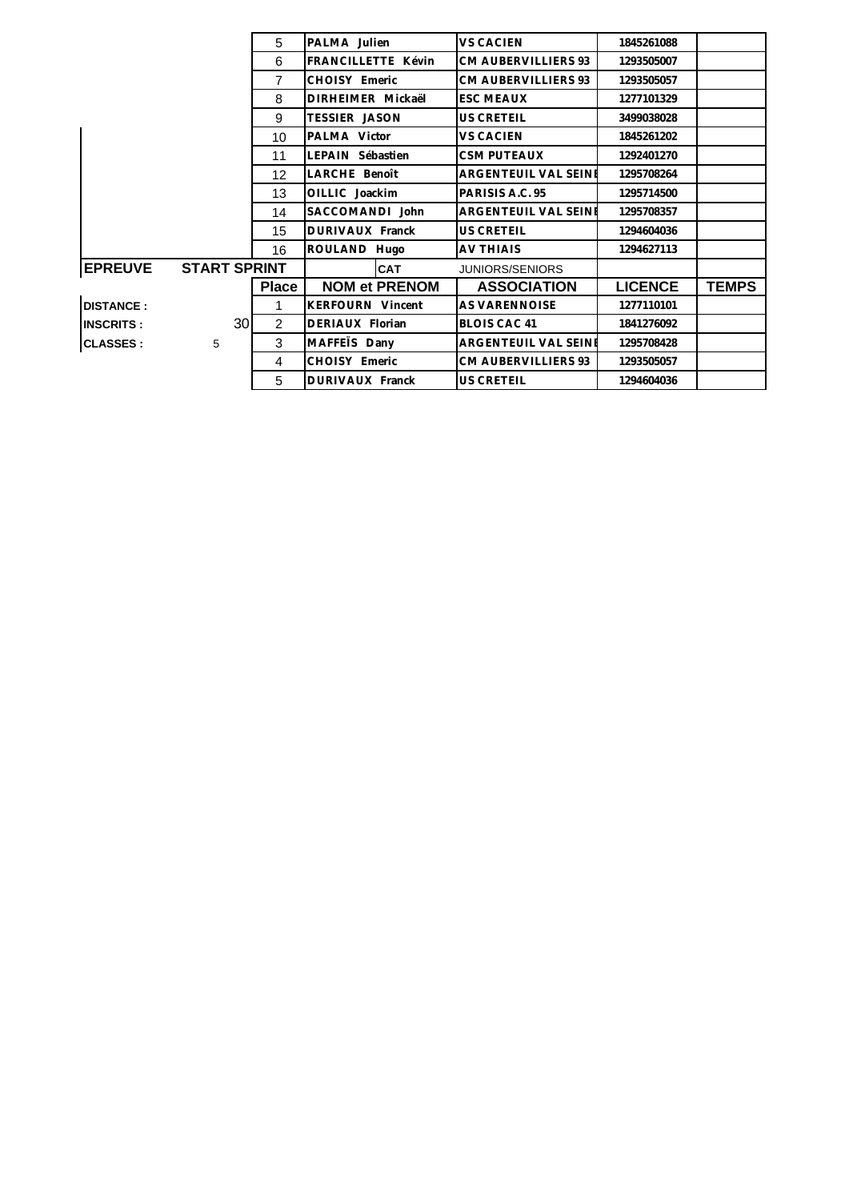| Place | NOM et PRENOM | ASSOCIATION | LICENCE | TEMPS |
|---|---|---|---|---|
| 5 | PALMA Julien | VS CACIEN | 1845261088 | |
| 6 | FRANCILLETTE Kévin | CM AUBERVILLIERS 93 | 1293505007 | |
| 7 | CHOISY Emeric | CM AUBERVILLIERS 93 | 1293505057 | |
| 8 | DIRHEIMER Mickaël | ESC MEAUX | 1277101329 | |
| 9 | TESSIER JASON | US CRETEIL | 3499038028 | |
| 10 | PALMA Victor | VS CACIEN | 1845261202 | |
| 11 | LEPAIN Sébastien | CSM PUTEAUX | 1292401270 | |
| 12 | LARCHE Benoît | ARGENTEUIL VAL SEINE | 1295708264 | |
| 13 | OILLIC Joackim | PARISIS A.C. 95 | 1295714500 | |
| 14 | SACCOMANDI John | ARGENTEUIL VAL SEINE | 1295708357 | |
| 15 | DURIVAUX Franck | US CRETEIL | 1294604036 | |
| 16 | ROULAND Hugo | AV THIAIS | 1294627113 | |

**EPREUVE** START SPRINT — CAT JUNIORS/SENIORS

DISTANCE :
INSCRITS : 30
CLASSES : 5

| Place | NOM et PRENOM | ASSOCIATION | LICENCE | TEMPS |
|---|---|---|---|---|
| 1 | KERFOURN Vincent | AS VARENNOISE | 1277110101 | |
| 2 | DERIAUX Florian | BLOIS CAC 41 | 1841276092 | |
| 3 | MAFFEÏS Dany | ARGENTEUIL VAL SEINE | 1295708428 | |
| 4 | CHOISY Emeric | CM AUBERVILLIERS 93 | 1293505057 | |
| 5 | DURIVAUX Franck | US CRETEIL | 1294604036 | |